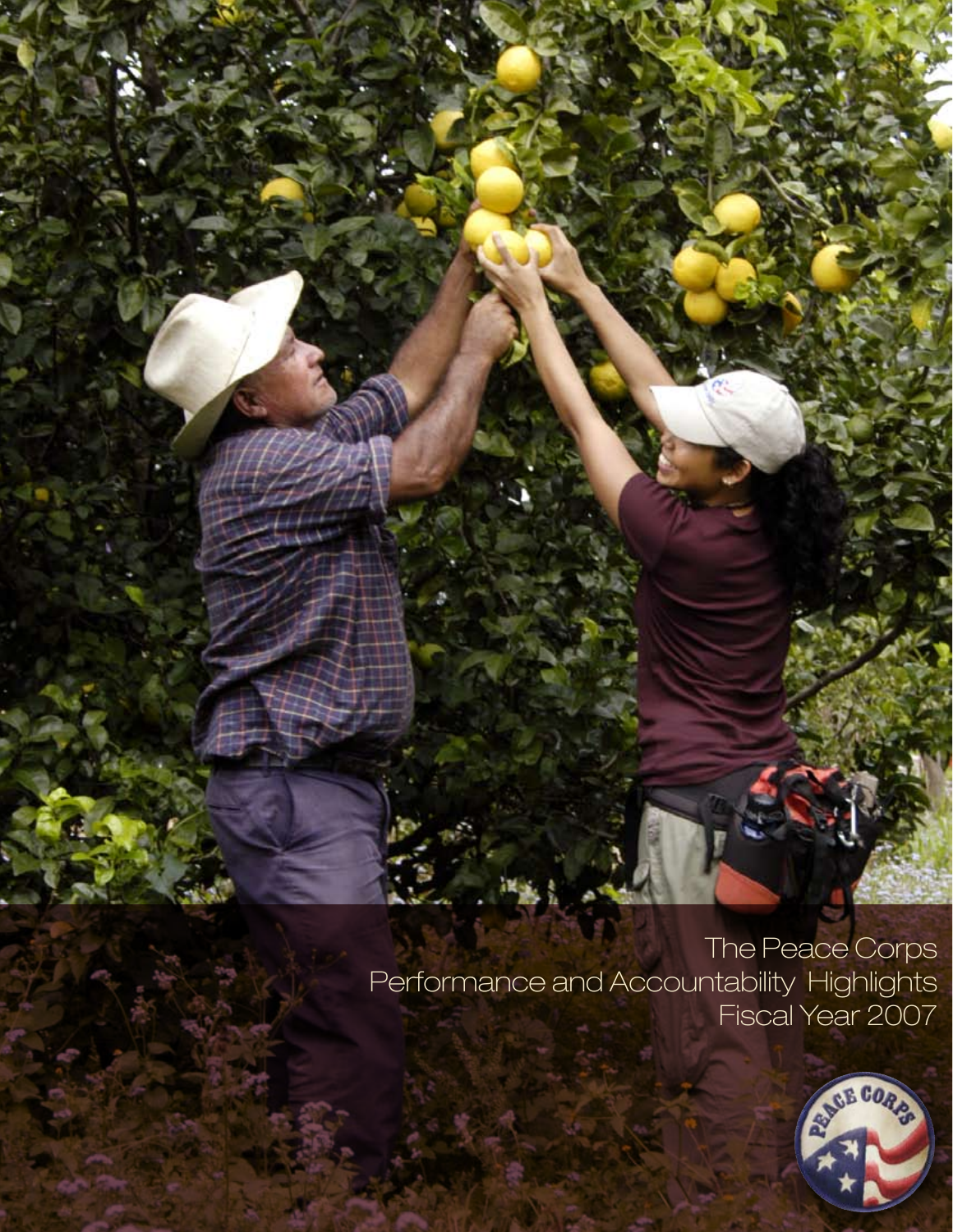The Peace Corps

Performance and Accountability Highlights

Fiscal Year 2007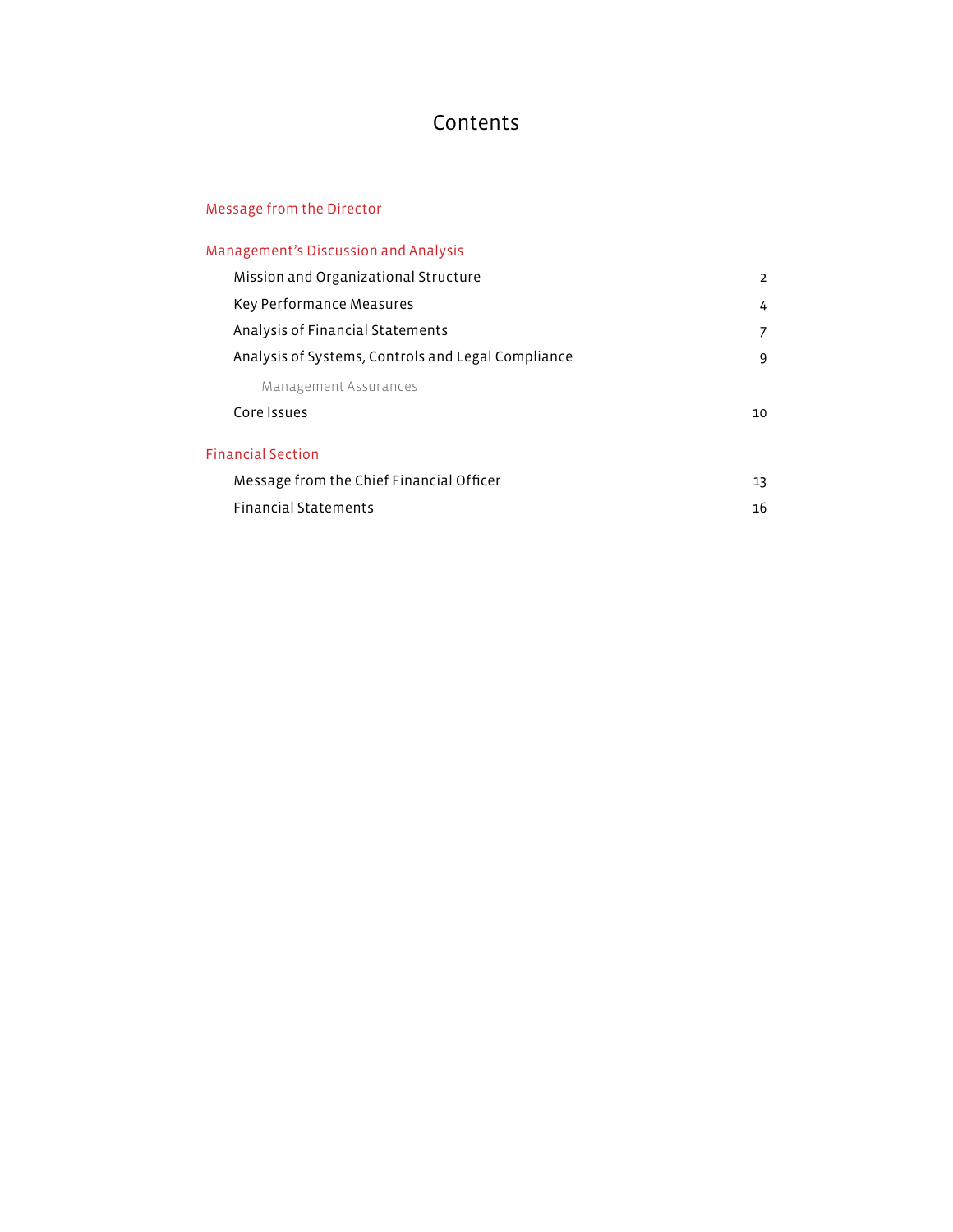# Contents

## Message from the Director

## Management's Discussion and Analysis

| | |
|---|---|
| Mission and Organizational Structure | 2 |
| Key Performance Measures | 4 |
| Analysis of Financial Statements | 7 |
| Analysis of Systems, Controls and Legal Compliance | 9 |
| Management Assurances | |
| Core Issues | 10 |

## Financial Section

| | |
|---|---|
| Message from the Chief Financial Officer | 13 |
| Financial Statements | 16 |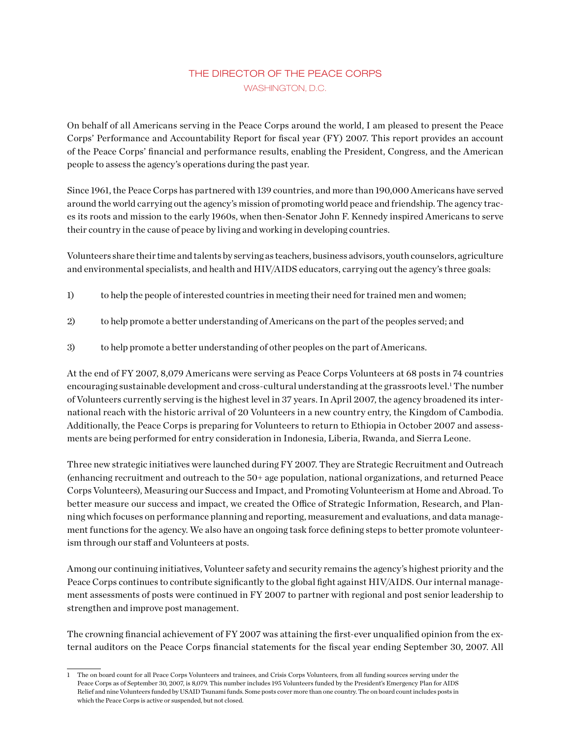# THE DIRECTOR OF THE PEACE CORPS

WASHINGTON, D.C.

On behalf of all Americans serving in the Peace Corps around the world, I am pleased to present the Peace Corps' Performance and Accountability Report for fiscal year (FY) 2007. This report provides an account of the Peace Corps' financial and performance results, enabling the President, Congress, and the American people to assess the agency's operations during the past year.

Since 1961, the Peace Corps has partnered with 139 countries, and more than 190,000 Americans have served around the world carrying out the agency's mission of promoting world peace and friendship. The agency traces its roots and mission to the early 1960s, when then-Senator John F. Kennedy inspired Americans to serve their country in the cause of peace by living and working in developing countries.

Volunteers share their time and talents by serving as teachers, business advisors, youth counselors, agriculture and environmental specialists, and health and HIV/AIDS educators, carrying out the agency's three goals:

1) to help the people of interested countries in meeting their need for trained men and women;

2) to help promote a better understanding of Americans on the part of the peoples served; and

3) to help promote a better understanding of other peoples on the part of Americans.

At the end of FY 2007, 8,079 Americans were serving as Peace Corps Volunteers at 68 posts in 74 countries encouraging sustainable development and cross-cultural understanding at the grassroots level.[1] The number of Volunteers currently serving is the highest level in 37 years. In April 2007, the agency broadened its international reach with the historic arrival of 20 Volunteers in a new country entry, the Kingdom of Cambodia. Additionally, the Peace Corps is preparing for Volunteers to return to Ethiopia in October 2007 and assessments are being performed for entry consideration in Indonesia, Liberia, Rwanda, and Sierra Leone.

Three new strategic initiatives were launched during FY 2007. They are Strategic Recruitment and Outreach (enhancing recruitment and outreach to the 50+ age population, national organizations, and returned Peace Corps Volunteers), Measuring our Success and Impact, and Promoting Volunteerism at Home and Abroad. To better measure our success and impact, we created the Office of Strategic Information, Research, and Planning which focuses on performance planning and reporting, measurement and evaluations, and data management functions for the agency. We also have an ongoing task force defining steps to better promote volunteerism through our staff and Volunteers at posts.

Among our continuing initiatives, Volunteer safety and security remains the agency's highest priority and the Peace Corps continues to contribute significantly to the global fight against HIV/AIDS. Our internal management assessments of posts were continued in FY 2007 to partner with regional and post senior leadership to strengthen and improve post management.

The crowning financial achievement of FY 2007 was attaining the first-ever unqualified opinion from the external auditors on the Peace Corps financial statements for the fiscal year ending September 30, 2007. All

---

[1] The on board count for all Peace Corps Volunteers and trainees, and Crisis Corps Volunteers, from all funding sources serving under the Peace Corps as of September 30, 2007, is 8,079. This number includes 195 Volunteers funded by the President's Emergency Plan for AIDS Relief and nine Volunteers funded by USAID Tsunami funds. Some posts cover more than one country. The on board count includes posts in which the Peace Corps is active or suspended, but not closed.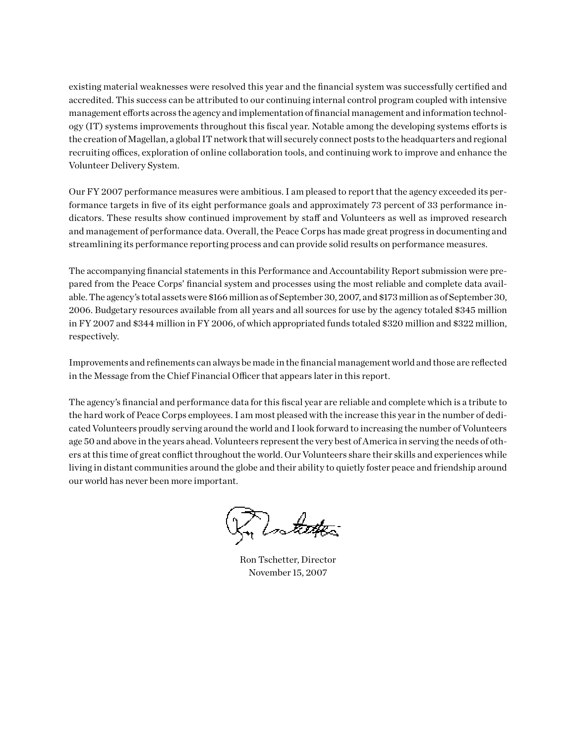existing material weaknesses were resolved this year and the financial system was successfully certified and accredited. This success can be attributed to our continuing internal control program coupled with intensive management efforts across the agency and implementation of financial management and information technology (IT) systems improvements throughout this fiscal year. Notable among the developing systems efforts is the creation of Magellan, a global IT network that will securely connect posts to the headquarters and regional recruiting offices, exploration of online collaboration tools, and continuing work to improve and enhance the Volunteer Delivery System.

Our FY 2007 performance measures were ambitious. I am pleased to report that the agency exceeded its performance targets in five of its eight performance goals and approximately 73 percent of 33 performance indicators. These results show continued improvement by staff and Volunteers as well as improved research and management of performance data. Overall, the Peace Corps has made great progress in documenting and streamlining its performance reporting process and can provide solid results on performance measures.

The accompanying financial statements in this Performance and Accountability Report submission were prepared from the Peace Corps' financial system and processes using the most reliable and complete data available. The agency's total assets were $166 million as of September 30, 2007, and $173 million as of September 30, 2006. Budgetary resources available from all years and all sources for use by the agency totaled $345 million in FY 2007 and $344 million in FY 2006, of which appropriated funds totaled $320 million and $322 million, respectively.

Improvements and refinements can always be made in the financial management world and those are reflected in the Message from the Chief Financial Officer that appears later in this report.

The agency's financial and performance data for this fiscal year are reliable and complete which is a tribute to the hard work of Peace Corps employees. I am most pleased with the increase this year in the number of dedicated Volunteers proudly serving around the world and I look forward to increasing the number of Volunteers age 50 and above in the years ahead. Volunteers represent the very best of America in serving the needs of others at this time of great conflict throughout the world. Our Volunteers share their skills and experiences while living in distant communities around the globe and their ability to quietly foster peace and friendship around our world has never been more important.

Ron Tschetter, Director
November 15, 2007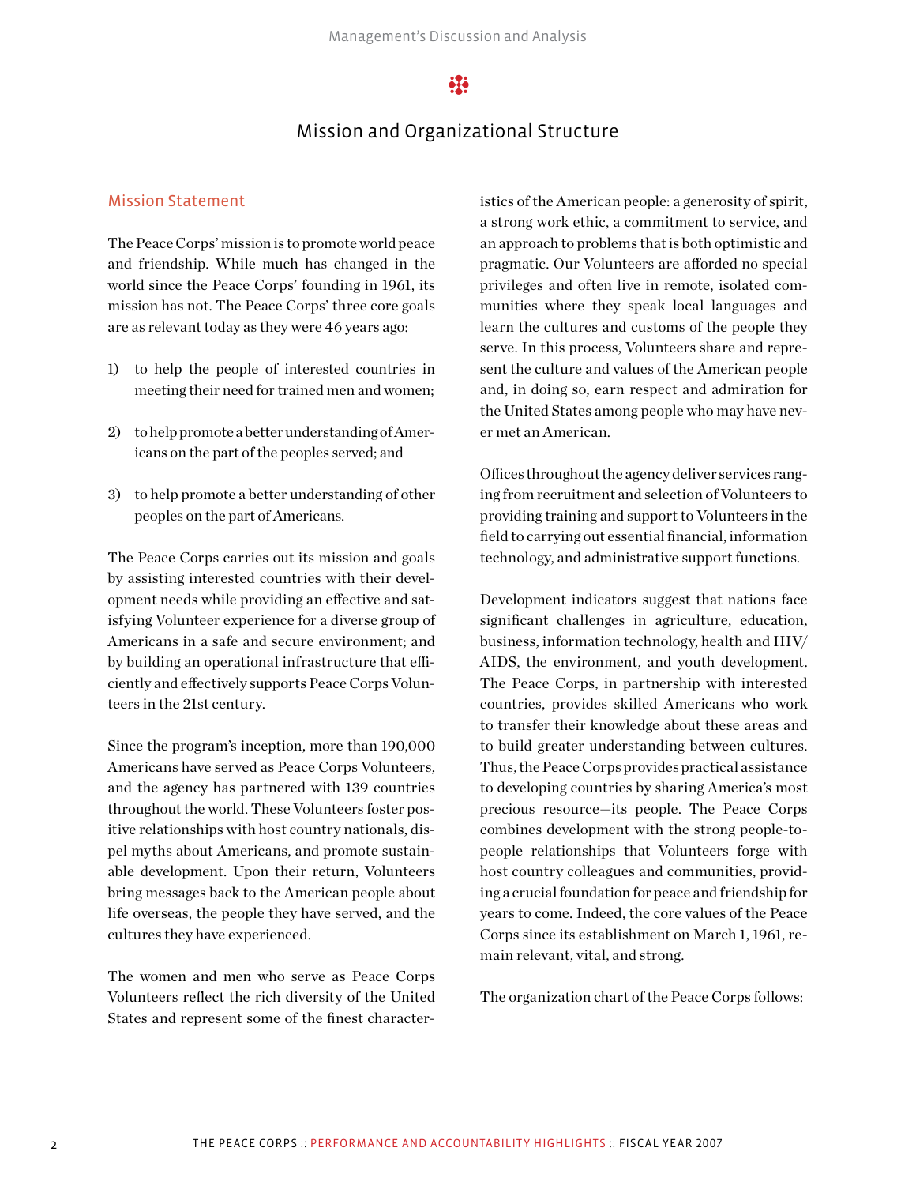# Mission and Organizational Structure

## Mission Statement

The Peace Corps' mission is to promote world peace and friendship. While much has changed in the world since the Peace Corps' founding in 1961, its mission has not. The Peace Corps' three core goals are as relevant today as they were 46 years ago:

1) to help the people of interested countries in meeting their need for trained men and women;

2) to help promote a better understanding of Americans on the part of the peoples served; and

3) to help promote a better understanding of other peoples on the part of Americans.

The Peace Corps carries out its mission and goals by assisting interested countries with their development needs while providing an effective and satisfying Volunteer experience for a diverse group of Americans in a safe and secure environment; and by building an operational infrastructure that efficiently and effectively supports Peace Corps Volunteers in the 21st century.

Since the program's inception, more than 190,000 Americans have served as Peace Corps Volunteers, and the agency has partnered with 139 countries throughout the world. These Volunteers foster positive relationships with host country nationals, dispel myths about Americans, and promote sustainable development. Upon their return, Volunteers bring messages back to the American people about life overseas, the people they have served, and the cultures they have experienced.

The women and men who serve as Peace Corps Volunteers reflect the rich diversity of the United States and represent some of the finest characteristics of the American people: a generosity of spirit, a strong work ethic, a commitment to service, and an approach to problems that is both optimistic and pragmatic. Our Volunteers are afforded no special privileges and often live in remote, isolated communities where they speak local languages and learn the cultures and customs of the people they serve. In this process, Volunteers share and represent the culture and values of the American people and, in doing so, earn respect and admiration for the United States among people who may have never met an American.

Offices throughout the agency deliver services ranging from recruitment and selection of Volunteers to providing training and support to Volunteers in the field to carrying out essential financial, information technology, and administrative support functions.

Development indicators suggest that nations face significant challenges in agriculture, education, business, information technology, health and HIV/AIDS, the environment, and youth development. The Peace Corps, in partnership with interested countries, provides skilled Americans who work to transfer their knowledge about these areas and to build greater understanding between cultures. Thus, the Peace Corps provides practical assistance to developing countries by sharing America's most precious resource—its people. The Peace Corps combines development with the strong people-to-people relationships that Volunteers forge with host country colleagues and communities, providing a crucial foundation for peace and friendship for years to come. Indeed, the core values of the Peace Corps since its establishment on March 1, 1961, remain relevant, vital, and strong.

The organization chart of the Peace Corps follows: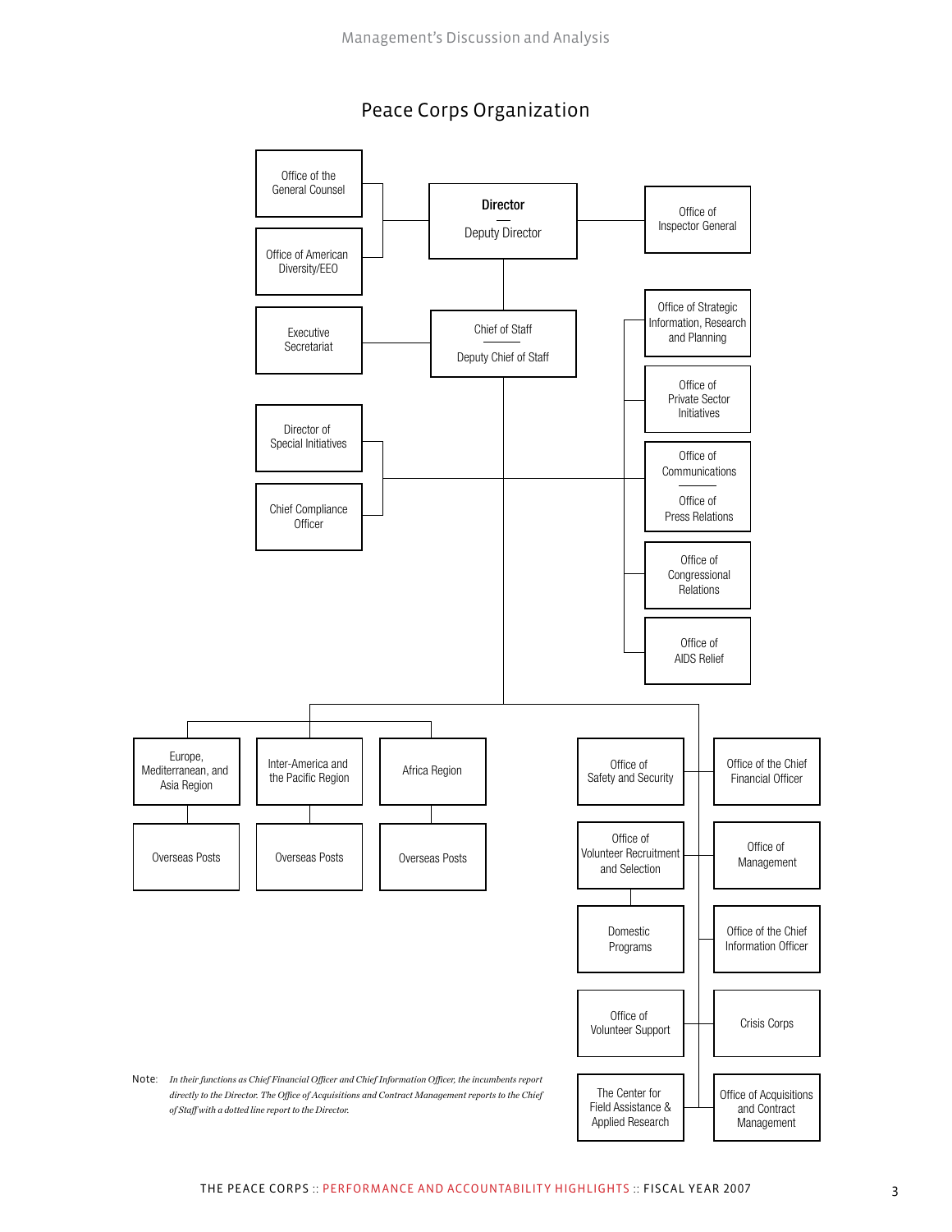## Peace Corps Organization

Office of the General Counsel

Office of American Diversity/EEO

**Director**

Deputy Director

Office of Inspector General

Executive Secretariat

Chief of Staff

Deputy Chief of Staff

Office of Strategic Information, Research and Planning

Office of Private Sector Initiatives

Director of Special Initiatives

Chief Compliance Officer

Office of Communications

Office of Press Relations

Office of Congressional Relations

Office of AIDS Relief

Europe, Mediterranean, and Asia Region

Overseas Posts

Inter-America and the Pacific Region

Overseas Posts

Africa Region

Overseas Posts

Office of Safety and Security

Office of Volunteer Recruitment and Selection

Domestic Programs

Office of Volunteer Support

The Center for Field Assistance & Applied Research

Office of the Chief Financial Officer

Office of Management

Office of the Chief Information Officer

Crisis Corps

Office of Acquisitions and Contract Management

Note: *In their functions as Chief Financial Officer and Chief Information Officer, the incumbents report directly to the Director. The Office of Acquisitions and Contract Management reports to the Chief of Staff with a dotted line report to the Director.*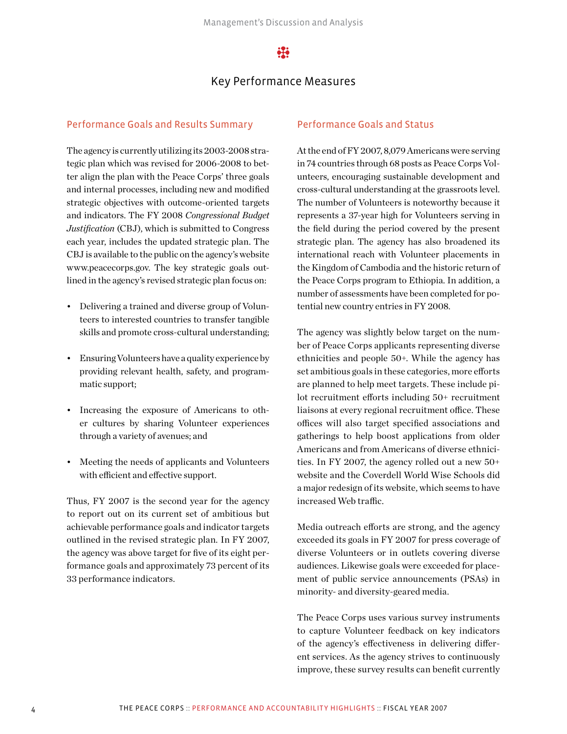# Key Performance Measures

## Performance Goals and Results Summary

The agency is currently utilizing its 2003-2008 strategic plan which was revised for 2006-2008 to better align the plan with the Peace Corps' three goals and internal processes, including new and modified strategic objectives with outcome-oriented targets and indicators. The FY 2008 *Congressional Budget Justification* (CBJ), which is submitted to Congress each year, includes the updated strategic plan. The CBJ is available to the public on the agency's website www.peacecorps.gov. The key strategic goals outlined in the agency's revised strategic plan focus on:

- Delivering a trained and diverse group of Volunteers to interested countries to transfer tangible skills and promote cross-cultural understanding;
- Ensuring Volunteers have a quality experience by providing relevant health, safety, and programmatic support;
- Increasing the exposure of Americans to other cultures by sharing Volunteer experiences through a variety of avenues; and
- Meeting the needs of applicants and Volunteers with efficient and effective support.

Thus, FY 2007 is the second year for the agency to report out on its current set of ambitious but achievable performance goals and indicator targets outlined in the revised strategic plan. In FY 2007, the agency was above target for five of its eight performance goals and approximately 73 percent of its 33 performance indicators.

## Performance Goals and Status

At the end of FY 2007, 8,079 Americans were serving in 74 countries through 68 posts as Peace Corps Volunteers, encouraging sustainable development and cross-cultural understanding at the grassroots level. The number of Volunteers is noteworthy because it represents a 37-year high for Volunteers serving in the field during the period covered by the present strategic plan. The agency has also broadened its international reach with Volunteer placements in the Kingdom of Cambodia and the historic return of the Peace Corps program to Ethiopia. In addition, a number of assessments have been completed for potential new country entries in FY 2008.

The agency was slightly below target on the number of Peace Corps applicants representing diverse ethnicities and people 50+. While the agency has set ambitious goals in these categories, more efforts are planned to help meet targets. These include pilot recruitment efforts including 50+ recruitment liaisons at every regional recruitment office. These offices will also target specified associations and gatherings to help boost applications from older Americans and from Americans of diverse ethnicities. In FY 2007, the agency rolled out a new 50+ website and the Coverdell World Wise Schools did a major redesign of its website, which seems to have increased Web traffic.

Media outreach efforts are strong, and the agency exceeded its goals in FY 2007 for press coverage of diverse Volunteers or in outlets covering diverse audiences. Likewise goals were exceeded for placement of public service announcements (PSAs) in minority- and diversity-geared media.

The Peace Corps uses various survey instruments to capture Volunteer feedback on key indicators of the agency's effectiveness in delivering different services. As the agency strives to continuously improve, these survey results can benefit currently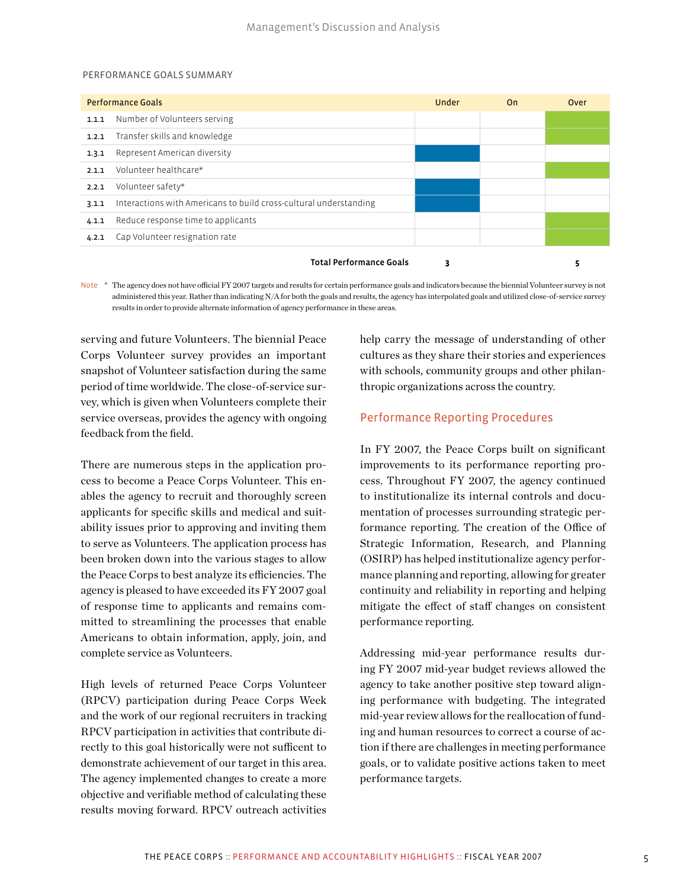PERFORMANCE GOALS SUMMARY

| | Performance Goals | Under | On | Over |
|---|---|---|---|---|
| 1.1.1 | Number of Volunteers serving | | | ■ |
| 1.2.1 | Transfer skills and knowledge | | | ■ |
| 1.3.1 | Represent American diversity | ■ | | |
| 2.1.1 | Volunteer healthcare* | | | ■ |
| 2.2.1 | Volunteer safety* | ■ | | |
| 3.1.1 | Interactions with Americans to build cross-cultural understanding | ■ | | |
| 4.1.1 | Reduce response time to applicants | | | ■ |
| 4.2.1 | Cap Volunteer resignation rate | | | ■ |
| | **Total Performance Goals** | **3** | | **5** |

Note * The agency does not have official FY 2007 targets and results for certain performance goals and indicators because the biennial Volunteer survey is not administered this year. Rather than indicating N/A for both the goals and results, the agency has interpolated goals and utilized close-of-service survey results in order to provide alternate information of agency performance in these areas.

serving and future Volunteers. The biennial Peace Corps Volunteer survey provides an important snapshot of Volunteer satisfaction during the same period of time worldwide. The close-of-service survey, which is given when Volunteers complete their service overseas, provides the agency with ongoing feedback from the field.

There are numerous steps in the application process to become a Peace Corps Volunteer. This enables the agency to recruit and thoroughly screen applicants for specific skills and medical and suitability issues prior to approving and inviting them to serve as Volunteers. The application process has been broken down into the various stages to allow the Peace Corps to best analyze its efficiencies. The agency is pleased to have exceeded its FY 2007 goal of response time to applicants and remains committed to streamlining the processes that enable Americans to obtain information, apply, join, and complete service as Volunteers.

High levels of returned Peace Corps Volunteer (RPCV) participation during Peace Corps Week and the work of our regional recruiters in tracking RPCV participation in activities that contribute directly to this goal historically were not suffcient to demonstrate achievement of our target in this area. The agency implemented changes to create a more objective and verifiable method of calculating these results moving forward. RPCV outreach activities help carry the message of understanding of other cultures as they share their stories and experiences with schools, community groups and other philanthropic organizations across the country.

## Performance Reporting Procedures

In FY 2007, the Peace Corps built on significant improvements to its performance reporting process. Throughout FY 2007, the agency continued to institutionalize its internal controls and documentation of processes surrounding strategic performance reporting. The creation of the Office of Strategic Information, Research, and Planning (OSIRP) has helped institutionalize agency performance planning and reporting, allowing for greater continuity and reliability in reporting and helping mitigate the effect of staff changes on consistent performance reporting.

Addressing mid-year performance results during FY 2007 mid-year budget reviews allowed the agency to take another positive step toward aligning performance with budgeting. The integrated mid-year review allows for the reallocation of funding and human resources to correct a course of action if there are challenges in meeting performance goals, or to validate positive actions taken to meet performance targets.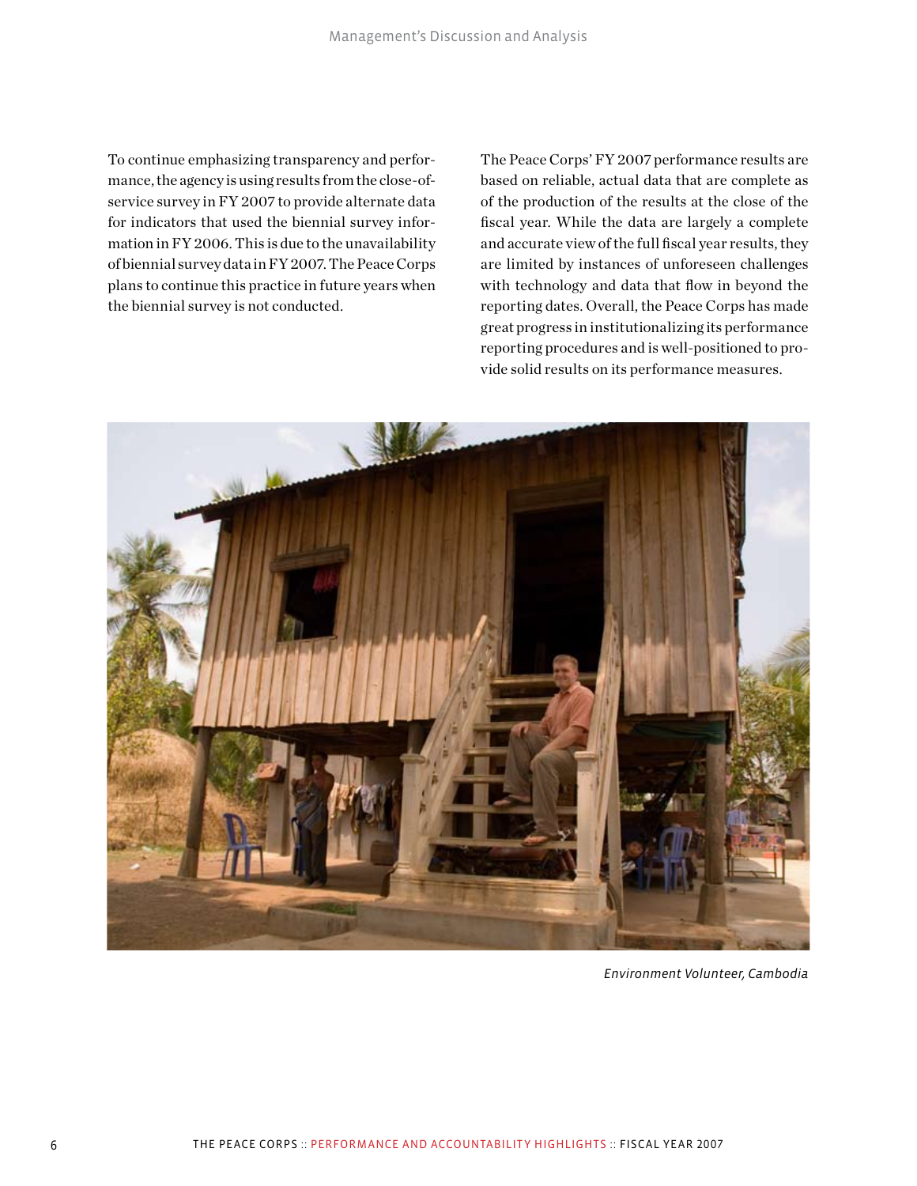To continue emphasizing transparency and performance, the agency is using results from the close-of-service survey in FY 2007 to provide alternate data for indicators that used the biennial survey information in FY 2006. This is due to the unavailability of biennial survey data in FY 2007. The Peace Corps plans to continue this practice in future years when the biennial survey is not conducted.

The Peace Corps' FY 2007 performance results are based on reliable, actual data that are complete as of the production of the results at the close of the fiscal year. While the data are largely a complete and accurate view of the full fiscal year results, they are limited by instances of unforeseen challenges with technology and data that flow in beyond the reporting dates. Overall, the Peace Corps has made great progress in institutionalizing its performance reporting procedures and is well-positioned to provide solid results on its performance measures.

*Environment Volunteer, Cambodia*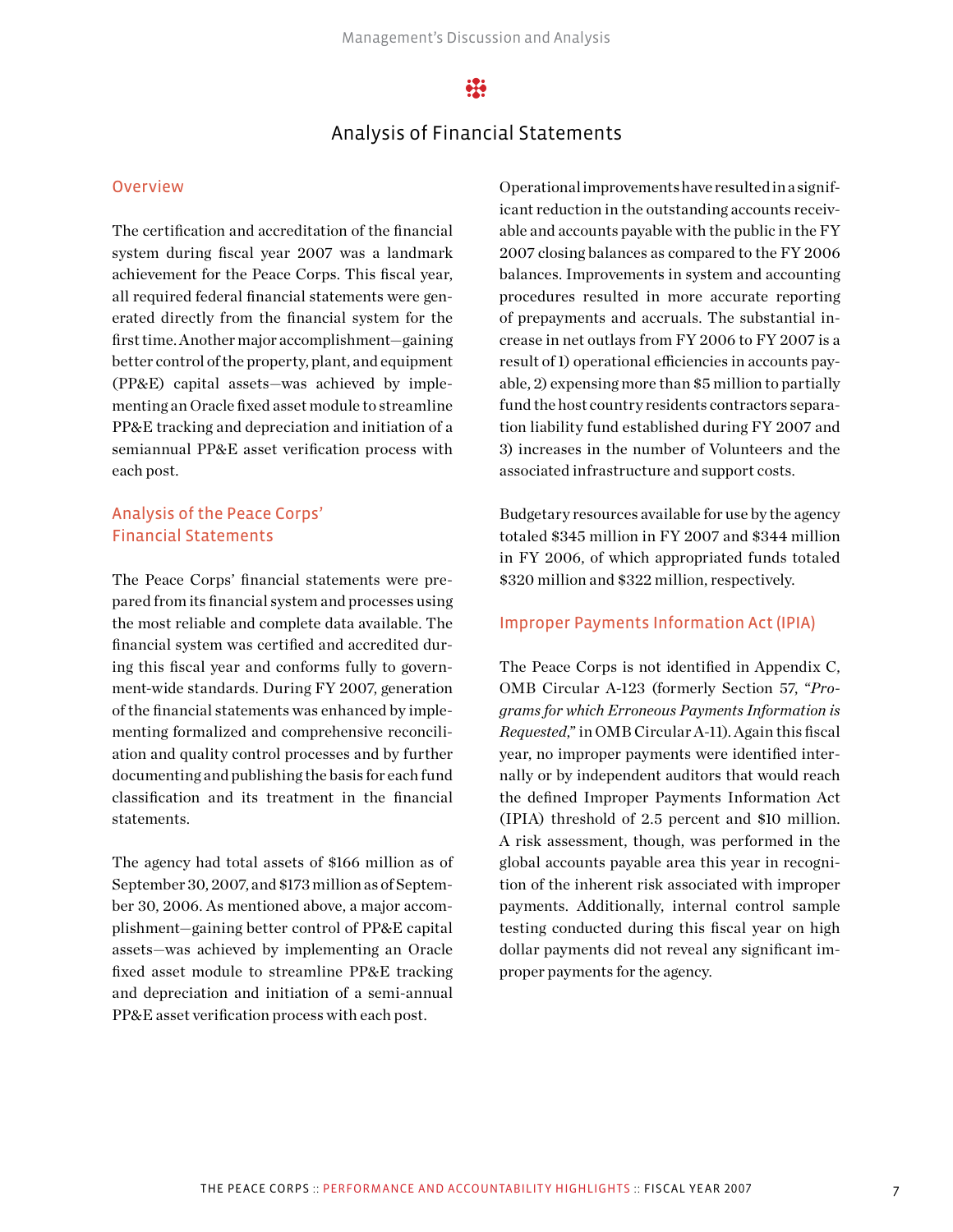# Analysis of Financial Statements

## Overview

The certification and accreditation of the financial system during fiscal year 2007 was a landmark achievement for the Peace Corps. This fiscal year, all required federal financial statements were generated directly from the financial system for the first time. Another major accomplishment—gaining better control of the property, plant, and equipment (PP&E) capital assets—was achieved by implementing an Oracle fixed asset module to streamline PP&E tracking and depreciation and initiation of a semiannual PP&E asset verification process with each post.

## Analysis of the Peace Corps' Financial Statements

The Peace Corps' financial statements were prepared from its financial system and processes using the most reliable and complete data available. The financial system was certified and accredited during this fiscal year and conforms fully to government-wide standards. During FY 2007, generation of the financial statements was enhanced by implementing formalized and comprehensive reconciliation and quality control processes and by further documenting and publishing the basis for each fund classification and its treatment in the financial statements.

The agency had total assets of $166 million as of September 30, 2007, and $173 million as of September 30, 2006. As mentioned above, a major accomplishment—gaining better control of PP&E capital assets—was achieved by implementing an Oracle fixed asset module to streamline PP&E tracking and depreciation and initiation of a semi-annual PP&E asset verification process with each post.

Operational improvements have resulted in a significant reduction in the outstanding accounts receivable and accounts payable with the public in the FY 2007 closing balances as compared to the FY 2006 balances. Improvements in system and accounting procedures resulted in more accurate reporting of prepayments and accruals. The substantial increase in net outlays from FY 2006 to FY 2007 is a result of 1) operational efficiencies in accounts payable, 2) expensing more than $5 million to partially fund the host country residents contractors separation liability fund established during FY 2007 and 3) increases in the number of Volunteers and the associated infrastructure and support costs.

Budgetary resources available for use by the agency totaled $345 million in FY 2007 and $344 million in FY 2006, of which appropriated funds totaled $320 million and $322 million, respectively.

## Improper Payments Information Act (IPIA)

The Peace Corps is not identified in Appendix C, OMB Circular A-123 (formerly Section 57, *"Programs for which Erroneous Payments Information is Requested,"* in OMB Circular A-11). Again this fiscal year, no improper payments were identified internally or by independent auditors that would reach the defined Improper Payments Information Act (IPIA) threshold of 2.5 percent and $10 million. A risk assessment, though, was performed in the global accounts payable area this year in recognition of the inherent risk associated with improper payments. Additionally, internal control sample testing conducted during this fiscal year on high dollar payments did not reveal any significant improper payments for the agency.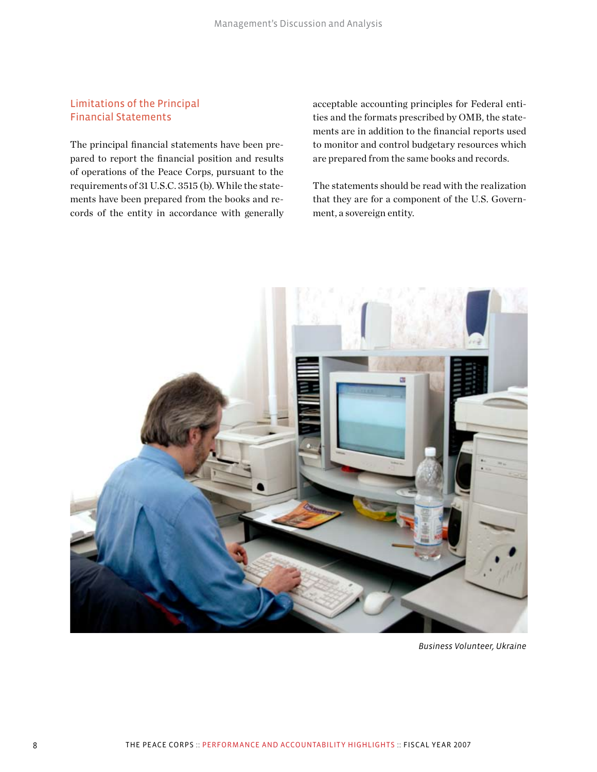## Limitations of the Principal Financial Statements

The principal financial statements have been prepared to report the financial position and results of operations of the Peace Corps, pursuant to the requirements of 31 U.S.C. 3515 (b). While the statements have been prepared from the books and records of the entity in accordance with generally acceptable accounting principles for Federal entities and the formats prescribed by OMB, the statements are in addition to the financial reports used to monitor and control budgetary resources which are prepared from the same books and records.

The statements should be read with the realization that they are for a component of the U.S. Government, a sovereign entity.

*Business Volunteer, Ukraine*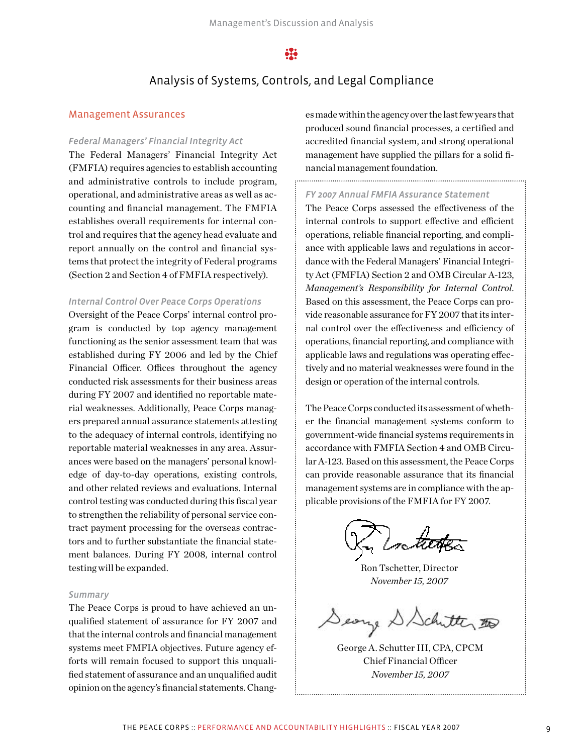## Analysis of Systems, Controls, and Legal Compliance

### Management Assurances

#### *Federal Managers' Financial Integrity Act*

The Federal Managers' Financial Integrity Act (FMFIA) requires agencies to establish accounting and administrative controls to include program, operational, and administrative areas as well as accounting and financial management. The FMFIA establishes overall requirements for internal control and requires that the agency head evaluate and report annually on the control and financial systems that protect the integrity of Federal programs (Section 2 and Section 4 of FMFIA respectively).

#### *Internal Control Over Peace Corps Operations*

Oversight of the Peace Corps' internal control program is conducted by top agency management functioning as the senior assessment team that was established during FY 2006 and led by the Chief Financial Officer. Offices throughout the agency conducted risk assessments for their business areas during FY 2007 and identified no reportable material weaknesses. Additionally, Peace Corps managers prepared annual assurance statements attesting to the adequacy of internal controls, identifying no reportable material weaknesses in any area. Assurances were based on the managers' personal knowledge of day-to-day operations, existing controls, and other related reviews and evaluations. Internal control testing was conducted during this fiscal year to strengthen the reliability of personal service contract payment processing for the overseas contractors and to further substantiate the financial statement balances. During FY 2008, internal control testing will be expanded.

#### *Summary*

The Peace Corps is proud to have achieved an unqualified statement of assurance for FY 2007 and that the internal controls and financial management systems meet FMFIA objectives. Future agency efforts will remain focused to support this unqualified statement of assurance and an unqualified audit opinion on the agency's financial statements. Changes made within the agency over the last few years that produced sound financial processes, a certified and accredited financial system, and strong operational management have supplied the pillars for a solid financial management foundation.

#### *FY 2007 Annual FMFIA Assurance Statement*

The Peace Corps assessed the effectiveness of the internal controls to support effective and efficient operations, reliable financial reporting, and compliance with applicable laws and regulations in accordance with the Federal Managers' Financial Integrity Act (FMFIA) Section 2 and OMB Circular A-123, *Management's Responsibility for Internal Control*. Based on this assessment, the Peace Corps can provide reasonable assurance for FY 2007 that its internal control over the effectiveness and efficiency of operations, financial reporting, and compliance with applicable laws and regulations was operating effectively and no material weaknesses were found in the design or operation of the internal controls.

The Peace Corps conducted its assessment of whether the financial management systems conform to government-wide financial systems requirements in accordance with FMFIA Section 4 and OMB Circular A-123. Based on this assessment, the Peace Corps can provide reasonable assurance that its financial management systems are in compliance with the applicable provisions of the FMFIA for FY 2007.

Ron Tschetter, Director
*November 15, 2007*

George A. Schutter III, CPA, CPCM
Chief Financial Officer
*November 15, 2007*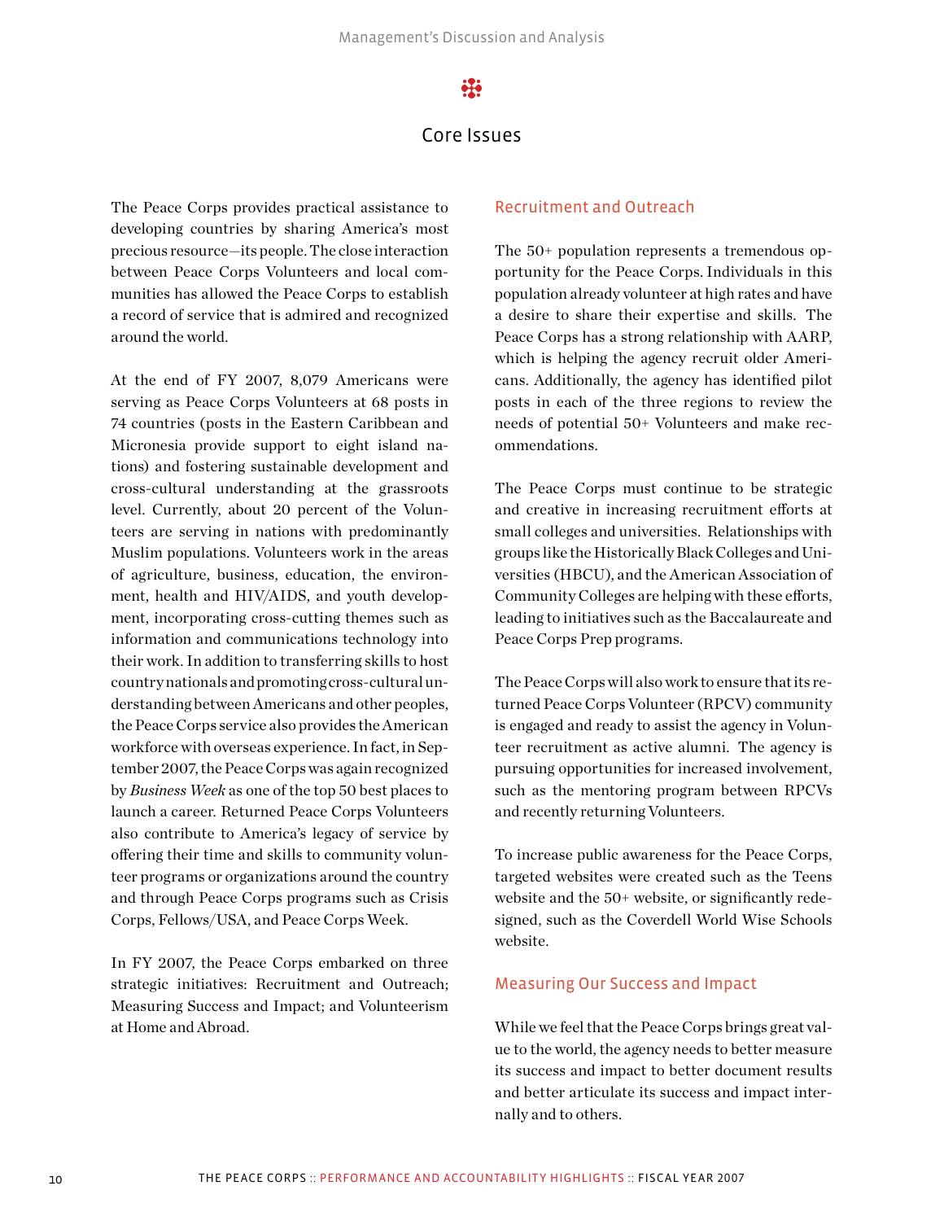## Core Issues

The Peace Corps provides practical assistance to developing countries by sharing America's most precious resource—its people. The close interaction between Peace Corps Volunteers and local communities has allowed the Peace Corps to establish a record of service that is admired and recognized around the world.

At the end of FY 2007, 8,079 Americans were serving as Peace Corps Volunteers at 68 posts in 74 countries (posts in the Eastern Caribbean and Micronesia provide support to eight island nations) and fostering sustainable development and cross-cultural understanding at the grassroots level. Currently, about 20 percent of the Volunteers are serving in nations with predominantly Muslim populations. Volunteers work in the areas of agriculture, business, education, the environment, health and HIV/AIDS, and youth development, incorporating cross-cutting themes such as information and communications technology into their work. In addition to transferring skills to host country nationals and promoting cross-cultural understanding between Americans and other peoples, the Peace Corps service also provides the American workforce with overseas experience. In fact, in September 2007, the Peace Corps was again recognized by *Business Week* as one of the top 50 best places to launch a career. Returned Peace Corps Volunteers also contribute to America's legacy of service by offering their time and skills to community volunteer programs or organizations around the country and through Peace Corps programs such as Crisis Corps, Fellows/USA, and Peace Corps Week.

In FY 2007, the Peace Corps embarked on three strategic initiatives: Recruitment and Outreach; Measuring Success and Impact; and Volunteerism at Home and Abroad.

### Recruitment and Outreach

The 50+ population represents a tremendous opportunity for the Peace Corps. Individuals in this population already volunteer at high rates and have a desire to share their expertise and skills. The Peace Corps has a strong relationship with AARP, which is helping the agency recruit older Americans. Additionally, the agency has identified pilot posts in each of the three regions to review the needs of potential 50+ Volunteers and make recommendations.

The Peace Corps must continue to be strategic and creative in increasing recruitment efforts at small colleges and universities. Relationships with groups like the Historically Black Colleges and Universities (HBCU), and the American Association of Community Colleges are helping with these efforts, leading to initiatives such as the Baccalaureate and Peace Corps Prep programs.

The Peace Corps will also work to ensure that its returned Peace Corps Volunteer (RPCV) community is engaged and ready to assist the agency in Volunteer recruitment as active alumni. The agency is pursuing opportunities for increased involvement, such as the mentoring program between RPCVs and recently returning Volunteers.

To increase public awareness for the Peace Corps, targeted websites were created such as the Teens website and the 50+ website, or significantly redesigned, such as the Coverdell World Wise Schools website.

### Measuring Our Success and Impact

While we feel that the Peace Corps brings great value to the world, the agency needs to better measure its success and impact to better document results and better articulate its success and impact internally and to others.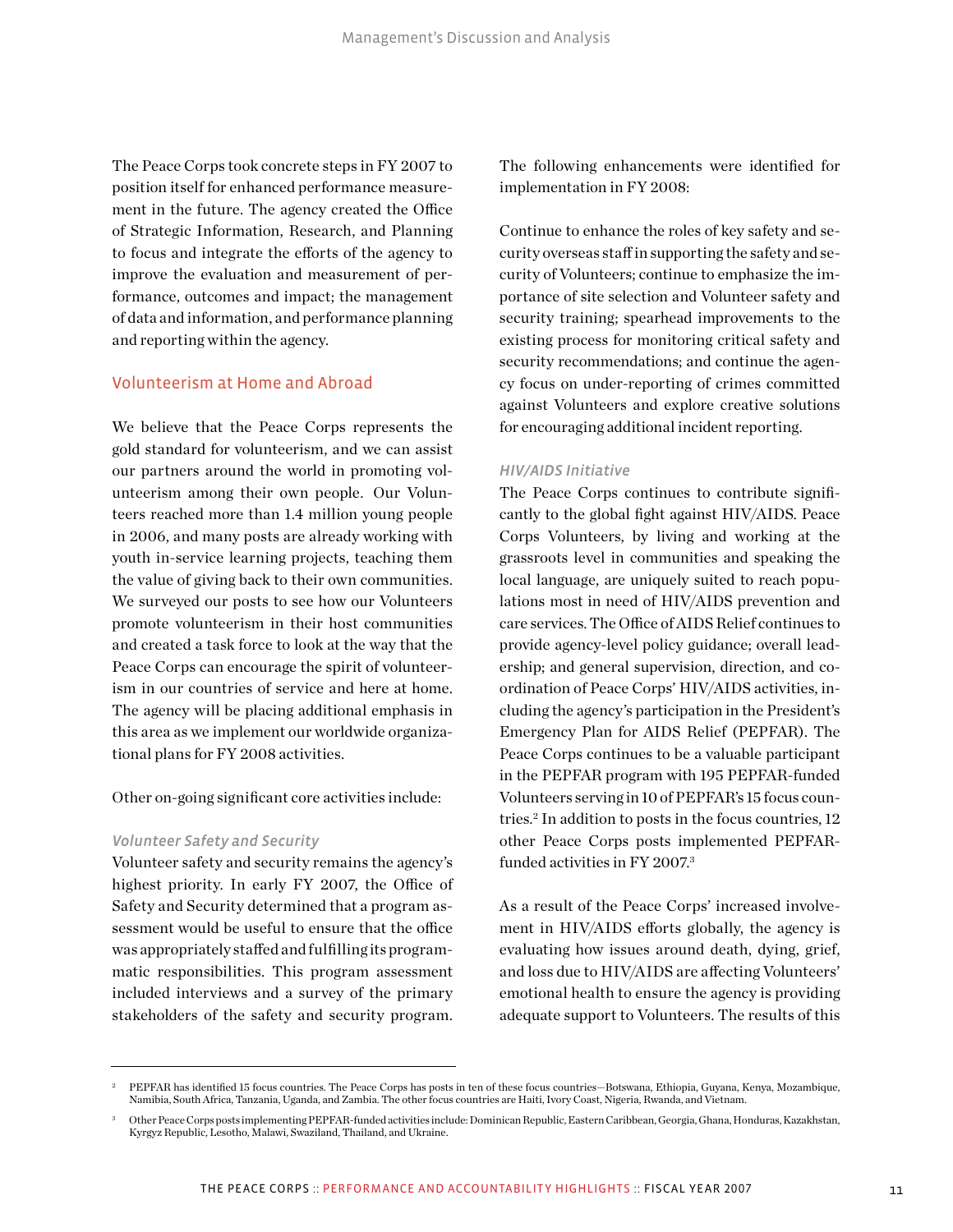The Peace Corps took concrete steps in FY 2007 to position itself for enhanced performance measurement in the future. The agency created the Office of Strategic Information, Research, and Planning to focus and integrate the efforts of the agency to improve the evaluation and measurement of performance, outcomes and impact; the management of data and information, and performance planning and reporting within the agency.

## Volunteerism at Home and Abroad

We believe that the Peace Corps represents the gold standard for volunteerism, and we can assist our partners around the world in promoting volunteerism among their own people. Our Volunteers reached more than 1.4 million young people in 2006, and many posts are already working with youth in-service learning projects, teaching them the value of giving back to their own communities. We surveyed our posts to see how our Volunteers promote volunteerism in their host communities and created a task force to look at the way that the Peace Corps can encourage the spirit of volunteerism in our countries of service and here at home. The agency will be placing additional emphasis in this area as we implement our worldwide organizational plans for FY 2008 activities.

Other on-going significant core activities include:

### *Volunteer Safety and Security*

Volunteer safety and security remains the agency's highest priority. In early FY 2007, the Office of Safety and Security determined that a program assessment would be useful to ensure that the office was appropriately staffed and fulfilling its programmatic responsibilities. This program assessment included interviews and a survey of the primary stakeholders of the safety and security program. The following enhancements were identified for implementation in FY 2008:

Continue to enhance the roles of key safety and security overseas staff in supporting the safety and security of Volunteers; continue to emphasize the importance of site selection and Volunteer safety and security training; spearhead improvements to the existing process for monitoring critical safety and security recommendations; and continue the agency focus on under-reporting of crimes committed against Volunteers and explore creative solutions for encouraging additional incident reporting.

### *HIV/AIDS Initiative*

The Peace Corps continues to contribute significantly to the global fight against HIV/AIDS. Peace Corps Volunteers, by living and working at the grassroots level in communities and speaking the local language, are uniquely suited to reach populations most in need of HIV/AIDS prevention and care services. The Office of AIDS Relief continues to provide agency-level policy guidance; overall leadership; and general supervision, direction, and coordination of Peace Corps' HIV/AIDS activities, including the agency's participation in the President's Emergency Plan for AIDS Relief (PEPFAR). The Peace Corps continues to be a valuable participant in the PEPFAR program with 195 PEPFAR-funded Volunteers serving in 10 of PEPFAR's 15 focus countries.[2] In addition to posts in the focus countries, 12 other Peace Corps posts implemented PEPFAR-funded activities in FY 2007.[3]

As a result of the Peace Corps' increased involvement in HIV/AIDS efforts globally, the agency is evaluating how issues around death, dying, grief, and loss due to HIV/AIDS are affecting Volunteers' emotional health to ensure the agency is providing adequate support to Volunteers. The results of this

---

[2] PEPFAR has identified 15 focus countries. The Peace Corps has posts in ten of these focus countries—Botswana, Ethiopia, Guyana, Kenya, Mozambique, Namibia, South Africa, Tanzania, Uganda, and Zambia. The other focus countries are Haiti, Ivory Coast, Nigeria, Rwanda, and Vietnam.

[3] Other Peace Corps posts implementing PEPFAR-funded activities include: Dominican Republic, Eastern Caribbean, Georgia, Ghana, Honduras, Kazakhstan, Kyrgyz Republic, Lesotho, Malawi, Swaziland, Thailand, and Ukraine.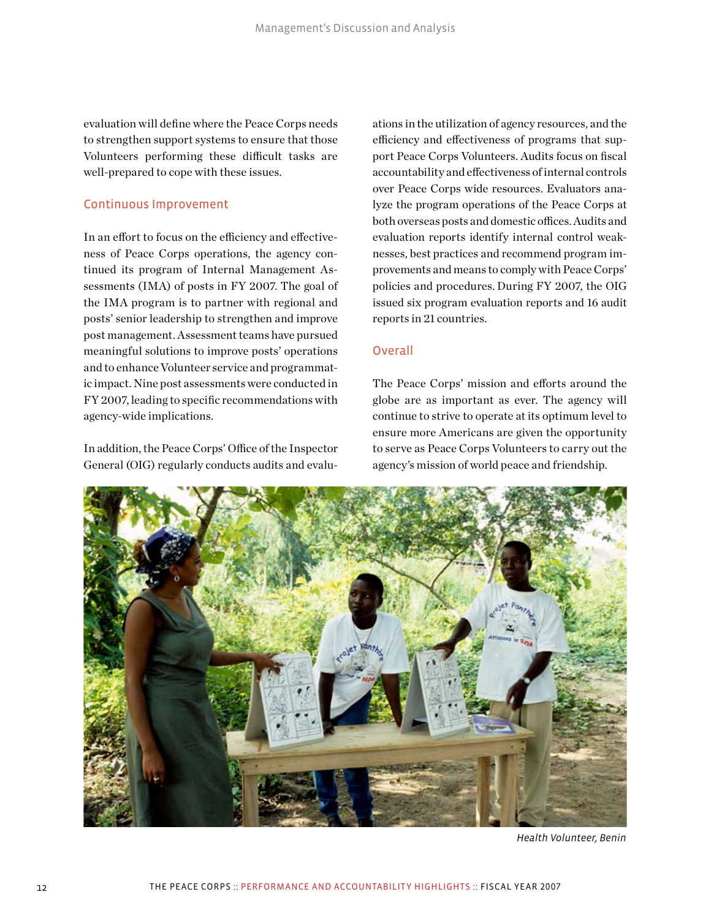evaluation will define where the Peace Corps needs to strengthen support systems to ensure that those Volunteers performing these difficult tasks are well-prepared to cope with these issues.

## Continuous Improvement

In an effort to focus on the efficiency and effectiveness of Peace Corps operations, the agency continued its program of Internal Management Assessments (IMA) of posts in FY 2007. The goal of the IMA program is to partner with regional and posts' senior leadership to strengthen and improve post management. Assessment teams have pursued meaningful solutions to improve posts' operations and to enhance Volunteer service and programmatic impact. Nine post assessments were conducted in FY 2007, leading to specific recommendations with agency-wide implications.

In addition, the Peace Corps' Office of the Inspector General (OIG) regularly conducts audits and evaluations in the utilization of agency resources, and the efficiency and effectiveness of programs that support Peace Corps Volunteers. Audits focus on fiscal accountability and effectiveness of internal controls over Peace Corps wide resources. Evaluators analyze the program operations of the Peace Corps at both overseas posts and domestic offices. Audits and evaluation reports identify internal control weaknesses, best practices and recommend program improvements and means to comply with Peace Corps' policies and procedures. During FY 2007, the OIG issued six program evaluation reports and 16 audit reports in 21 countries.

## Overall

The Peace Corps' mission and efforts around the globe are as important as ever. The agency will continue to strive to operate at its optimum level to ensure more Americans are given the opportunity to serve as Peace Corps Volunteers to carry out the agency's mission of world peace and friendship.

*Health Volunteer, Benin*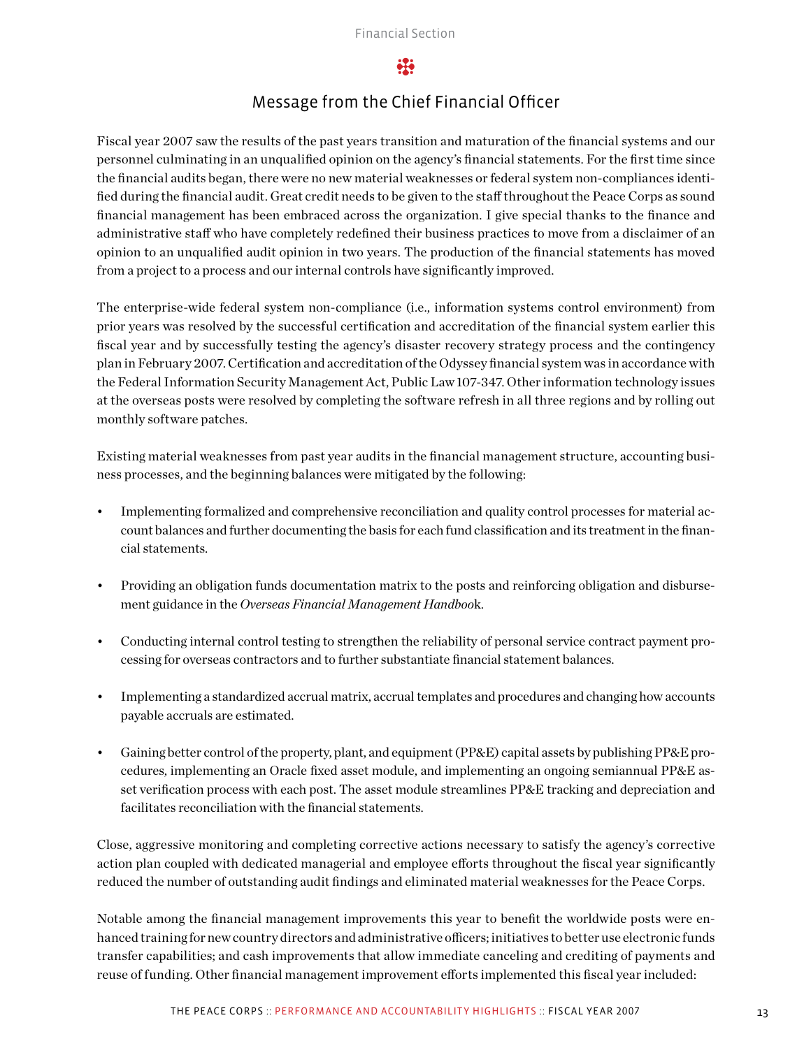## Message from the Chief Financial Officer

Fiscal year 2007 saw the results of the past years transition and maturation of the financial systems and our personnel culminating in an unqualified opinion on the agency's financial statements. For the first time since the financial audits began, there were no new material weaknesses or federal system non-compliances identified during the financial audit. Great credit needs to be given to the staff throughout the Peace Corps as sound financial management has been embraced across the organization. I give special thanks to the finance and administrative staff who have completely redefined their business practices to move from a disclaimer of an opinion to an unqualified audit opinion in two years. The production of the financial statements has moved from a project to a process and our internal controls have significantly improved.

The enterprise-wide federal system non-compliance (i.e., information systems control environment) from prior years was resolved by the successful certification and accreditation of the financial system earlier this fiscal year and by successfully testing the agency's disaster recovery strategy process and the contingency plan in February 2007. Certification and accreditation of the Odyssey financial system was in accordance with the Federal Information Security Management Act, Public Law 107-347. Other information technology issues at the overseas posts were resolved by completing the software refresh in all three regions and by rolling out monthly software patches.

Existing material weaknesses from past year audits in the financial management structure, accounting business processes, and the beginning balances were mitigated by the following:

- Implementing formalized and comprehensive reconciliation and quality control processes for material account balances and further documenting the basis for each fund classification and its treatment in the financial statements.
- Providing an obligation funds documentation matrix to the posts and reinforcing obligation and disbursement guidance in the *Overseas Financial Management Handbook*.
- Conducting internal control testing to strengthen the reliability of personal service contract payment processing for overseas contractors and to further substantiate financial statement balances.
- Implementing a standardized accrual matrix, accrual templates and procedures and changing how accounts payable accruals are estimated.
- Gaining better control of the property, plant, and equipment (PP&E) capital assets by publishing PP&E procedures, implementing an Oracle fixed asset module, and implementing an ongoing semiannual PP&E asset verification process with each post. The asset module streamlines PP&E tracking and depreciation and facilitates reconciliation with the financial statements.

Close, aggressive monitoring and completing corrective actions necessary to satisfy the agency's corrective action plan coupled with dedicated managerial and employee efforts throughout the fiscal year significantly reduced the number of outstanding audit findings and eliminated material weaknesses for the Peace Corps.

Notable among the financial management improvements this year to benefit the worldwide posts were enhanced training for new country directors and administrative officers; initiatives to better use electronic funds transfer capabilities; and cash improvements that allow immediate canceling and crediting of payments and reuse of funding. Other financial management improvement efforts implemented this fiscal year included: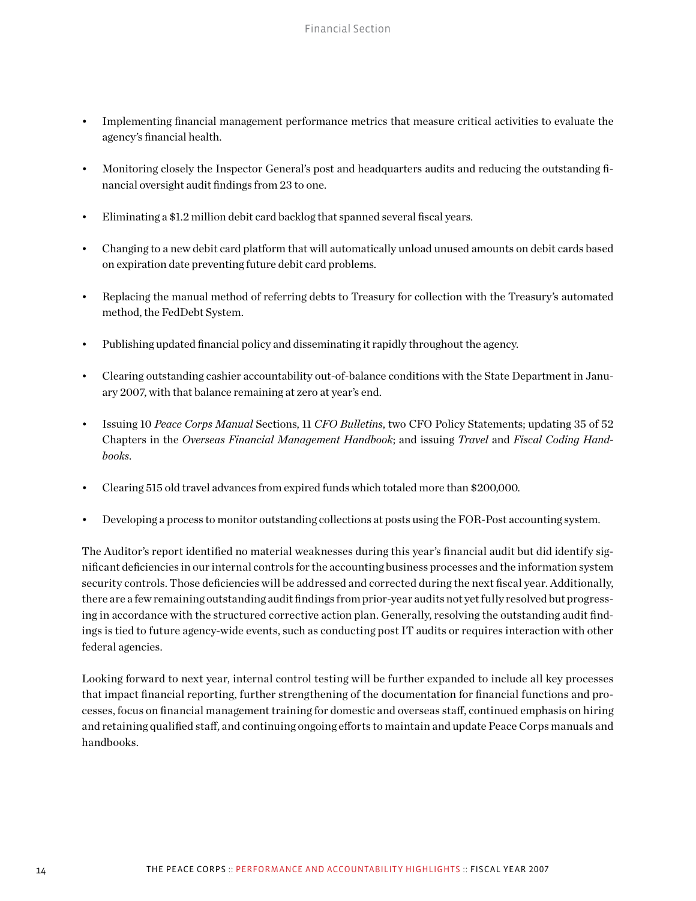- Implementing financial management performance metrics that measure critical activities to evaluate the agency's financial health.

- Monitoring closely the Inspector General's post and headquarters audits and reducing the outstanding financial oversight audit findings from 23 to one.

- Eliminating a $1.2 million debit card backlog that spanned several fiscal years.

- Changing to a new debit card platform that will automatically unload unused amounts on debit cards based on expiration date preventing future debit card problems.

- Replacing the manual method of referring debts to Treasury for collection with the Treasury's automated method, the FedDebt System.

- Publishing updated financial policy and disseminating it rapidly throughout the agency.

- Clearing outstanding cashier accountability out-of-balance conditions with the State Department in January 2007, with that balance remaining at zero at year's end.

- Issuing 10 *Peace Corps Manual* Sections, 11 *CFO Bulletins*, two CFO Policy Statements; updating 35 of 52 Chapters in the *Overseas Financial Management Handbook*; and issuing *Travel* and *Fiscal Coding Handbooks*.

- Clearing 515 old travel advances from expired funds which totaled more than $200,000.

- Developing a process to monitor outstanding collections at posts using the FOR-Post accounting system.

The Auditor's report identified no material weaknesses during this year's financial audit but did identify significant deficiencies in our internal controls for the accounting business processes and the information system security controls. Those deficiencies will be addressed and corrected during the next fiscal year. Additionally, there are a few remaining outstanding audit findings from prior-year audits not yet fully resolved but progressing in accordance with the structured corrective action plan. Generally, resolving the outstanding audit findings is tied to future agency-wide events, such as conducting post IT audits or requires interaction with other federal agencies.

Looking forward to next year, internal control testing will be further expanded to include all key processes that impact financial reporting, further strengthening of the documentation for financial functions and processes, focus on financial management training for domestic and overseas staff, continued emphasis on hiring and retaining qualified staff, and continuing ongoing efforts to maintain and update Peace Corps manuals and handbooks.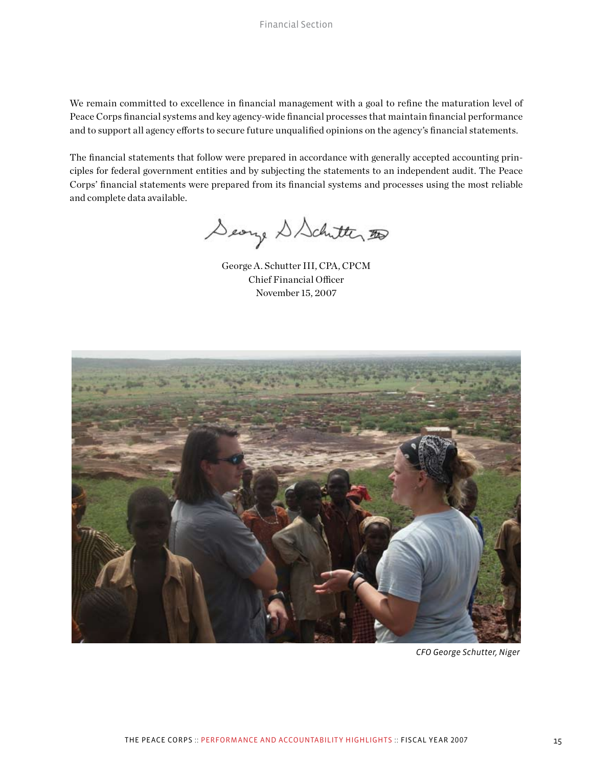We remain committed to excellence in financial management with a goal to refine the maturation level of Peace Corps financial systems and key agency-wide financial processes that maintain financial performance and to support all agency efforts to secure future unqualified opinions on the agency's financial statements.

The financial statements that follow were prepared in accordance with generally accepted accounting principles for federal government entities and by subjecting the statements to an independent audit. The Peace Corps' financial statements were prepared from its financial systems and processes using the most reliable and complete data available.

George A. Schutter III, CPA, CPCM
Chief Financial Officer
November 15, 2007

*CFO George Schutter, Niger*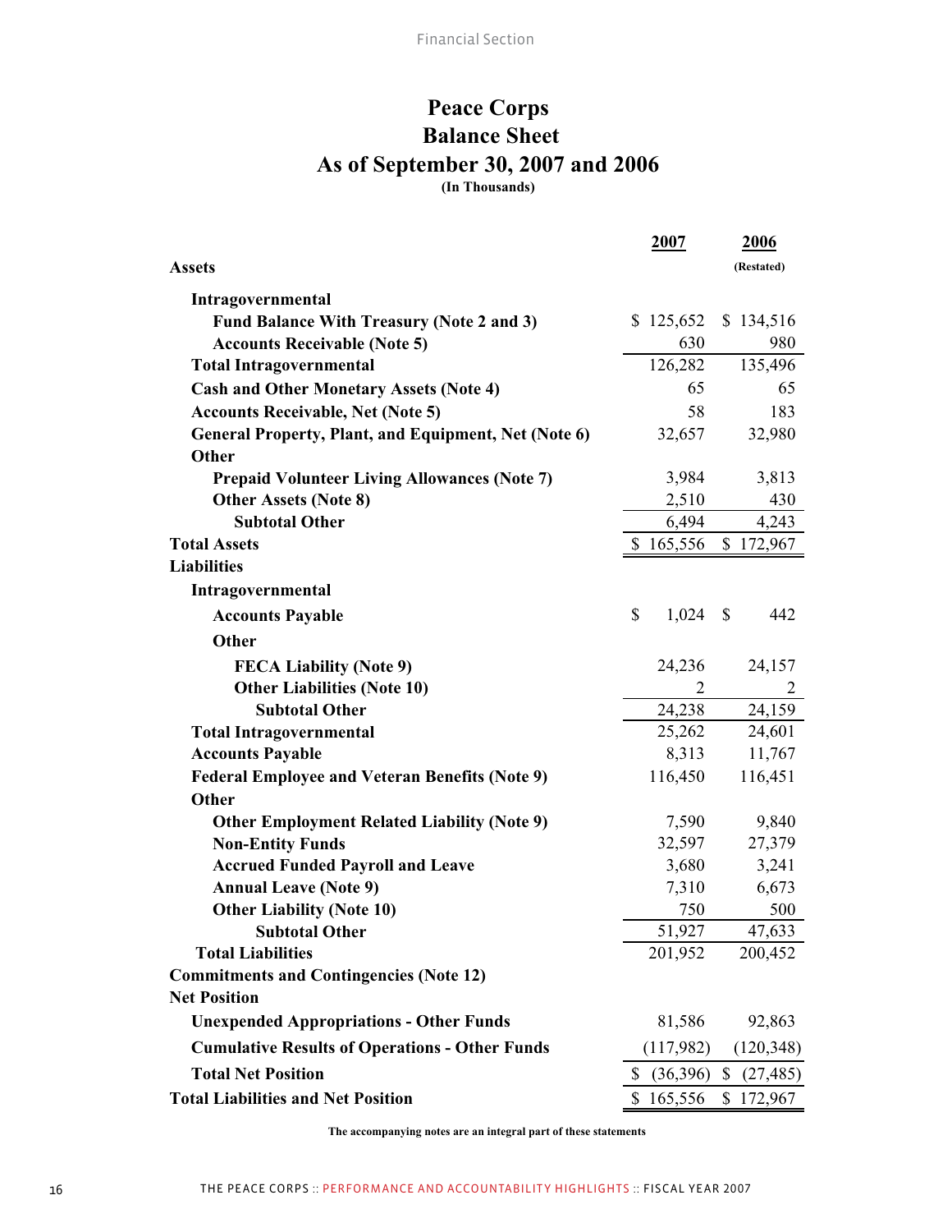# Peace Corps
# Balance Sheet
# As of September 30, 2007 and 2006

**(In Thousands)**

| | 2007 | 2006 (Restated) |
|---|---|---|
| **Assets** | | |
| **Intragovernmental** | | |
| **Fund Balance With Treasury (Note 2 and 3)** | $ 125,652 | $ 134,516 |
| **Accounts Receivable (Note 5)** | 630 | 980 |
| **Total Intragovernmental** | 126,282 | 135,496 |
| **Cash and Other Monetary Assets (Note 4)** | 65 | 65 |
| **Accounts Receivable, Net (Note 5)** | 58 | 183 |
| **General Property, Plant, and Equipment, Net (Note 6)** | 32,657 | 32,980 |
| **Other** | | |
| **Prepaid Volunteer Living Allowances (Note 7)** | 3,984 | 3,813 |
| **Other Assets (Note 8)** | 2,510 | 430 |
| **Subtotal Other** | 6,494 | 4,243 |
| **Total Assets** | $ 165,556 | $ 172,967 |
| **Liabilities** | | |
| **Intragovernmental** | | |
| **Accounts Payable** | $ 1,024 | $ 442 |
| **Other** | | |
| **FECA Liability (Note 9)** | 24,236 | 24,157 |
| **Other Liabilities (Note 10)** | 2 | 2 |
| **Subtotal Other** | 24,238 | 24,159 |
| **Total Intragovernmental** | 25,262 | 24,601 |
| **Accounts Payable** | 8,313 | 11,767 |
| **Federal Employee and Veteran Benefits (Note 9)** | 116,450 | 116,451 |
| **Other** | | |
| **Other Employment Related Liability (Note 9)** | 7,590 | 9,840 |
| **Non-Entity Funds** | 32,597 | 27,379 |
| **Accrued Funded Payroll and Leave** | 3,680 | 3,241 |
| **Annual Leave (Note 9)** | 7,310 | 6,673 |
| **Other Liability (Note 10)** | 750 | 500 |
| **Subtotal Other** | 51,927 | 47,633 |
| **Total Liabilities** | 201,952 | 200,452 |
| **Commitments and Contingencies (Note 12)** | | |
| **Net Position** | | |
| **Unexpended Appropriations - Other Funds** | 81,586 | 92,863 |
| **Cumulative Results of Operations - Other Funds** | (117,982) | (120,348) |
| **Total Net Position** | $ (36,396) | $ (27,485) |
| **Total Liabilities and Net Position** | $ 165,556 | $ 172,967 |

**The accompanying notes are an integral part of these statements**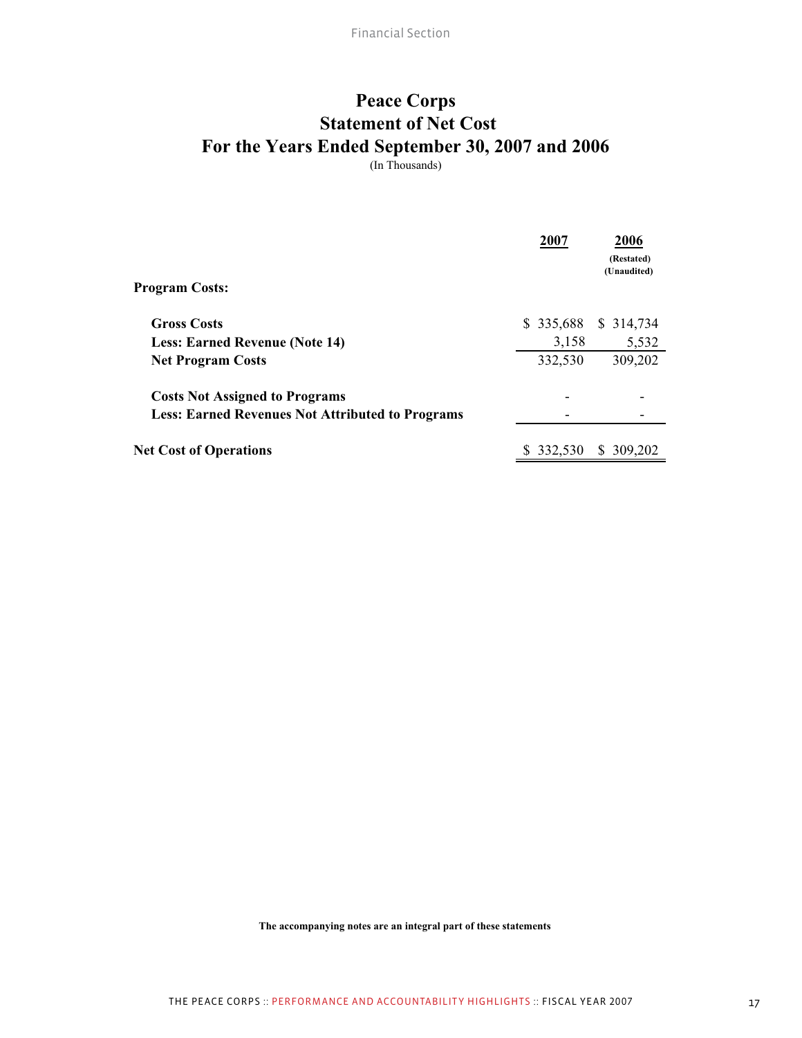# Peace Corps
# Statement of Net Cost
# For the Years Ended September 30, 2007 and 2006

(In Thousands)

| | 2007 | 2006 (Restated) (Unaudited) |
|---|---|---|
| **Program Costs:** | | |
| **Gross Costs** | $ 335,688 | $ 314,734 |
| **Less: Earned Revenue (Note 14)** | 3,158 | 5,532 |
| **Net Program Costs** | 332,530 | 309,202 |
| **Costs Not Assigned to Programs** | - | - |
| **Less: Earned Revenues Not Attributed to Programs** | - | - |
| **Net Cost of Operations** | $ 332,530 | $ 309,202 |

**The accompanying notes are an integral part of these statements**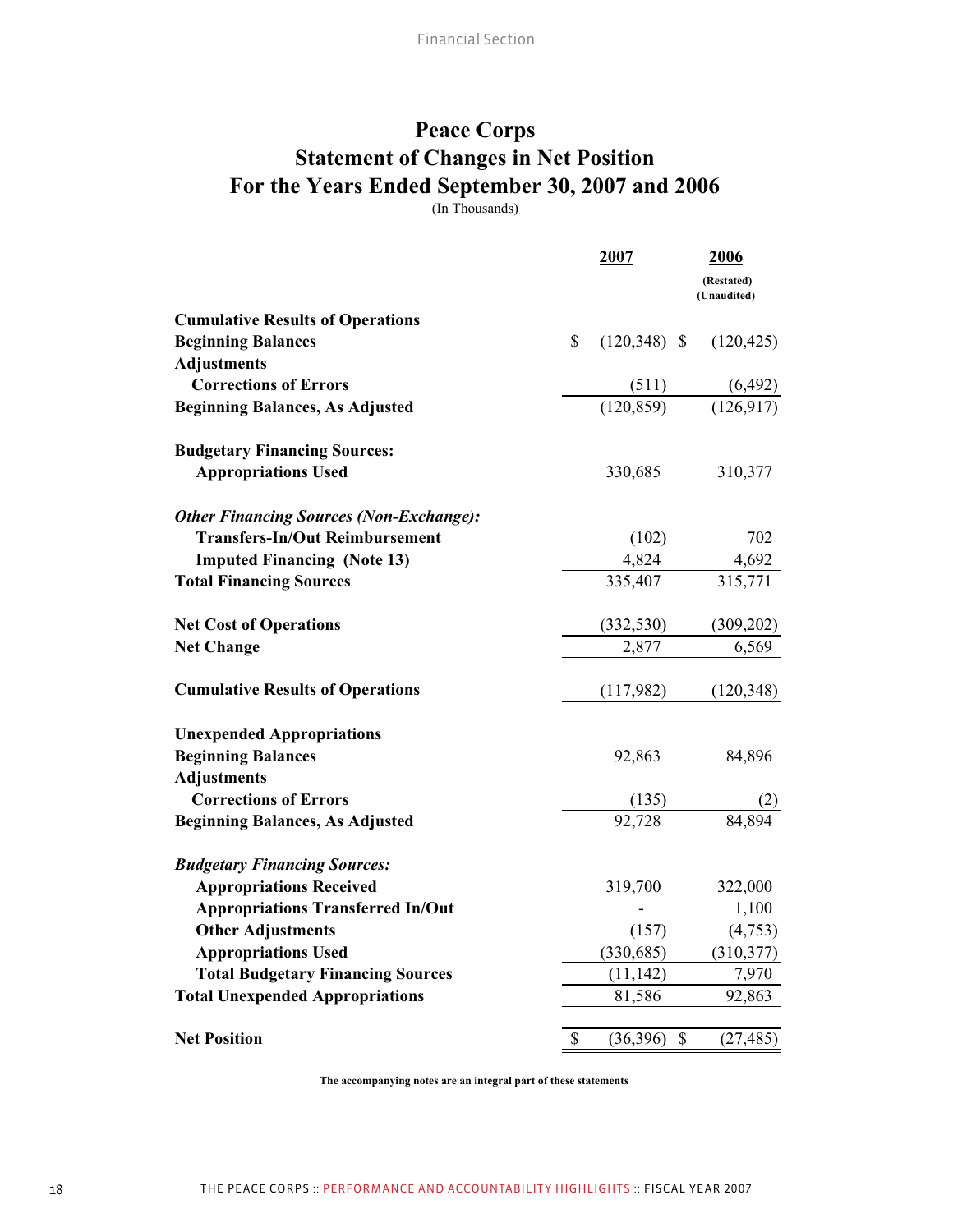# Peace Corps
# Statement of Changes in Net Position
# For the Years Ended September 30, 2007 and 2006

(In Thousands)

| | 2007 | 2006 (Restated) (Unaudited) |
|---|---|---|
| **Cumulative Results of Operations** | | |
| **Beginning Balances** | $ (120,348) | $ (120,425) |
| **Adjustments** | | |
| **Corrections of Errors** | (511) | (6,492) |
| **Beginning Balances, As Adjusted** | (120,859) | (126,917) |
| **Budgetary Financing Sources:** | | |
| **Appropriations Used** | 330,685 | 310,377 |
| ***Other Financing Sources (Non-Exchange):*** | | |
| **Transfers-In/Out Reimbursement** | (102) | 702 |
| **Imputed Financing (Note 13)** | 4,824 | 4,692 |
| **Total Financing Sources** | 335,407 | 315,771 |
| **Net Cost of Operations** | (332,530) | (309,202) |
| **Net Change** | 2,877 | 6,569 |
| **Cumulative Results of Operations** | (117,982) | (120,348) |
| **Unexpended Appropriations** | | |
| **Beginning Balances** | 92,863 | 84,896 |
| **Adjustments** | | |
| **Corrections of Errors** | (135) | (2) |
| **Beginning Balances, As Adjusted** | 92,728 | 84,894 |
| ***Budgetary Financing Sources:*** | | |
| **Appropriations Received** | 319,700 | 322,000 |
| **Appropriations Transferred In/Out** | - | 1,100 |
| **Other Adjustments** | (157) | (4,753) |
| **Appropriations Used** | (330,685) | (310,377) |
| **Total Budgetary Financing Sources** | (11,142) | 7,970 |
| **Total Unexpended Appropriations** | 81,586 | 92,863 |
| **Net Position** | $ (36,396) | $ (27,485) |

**The accompanying notes are an integral part of these statements**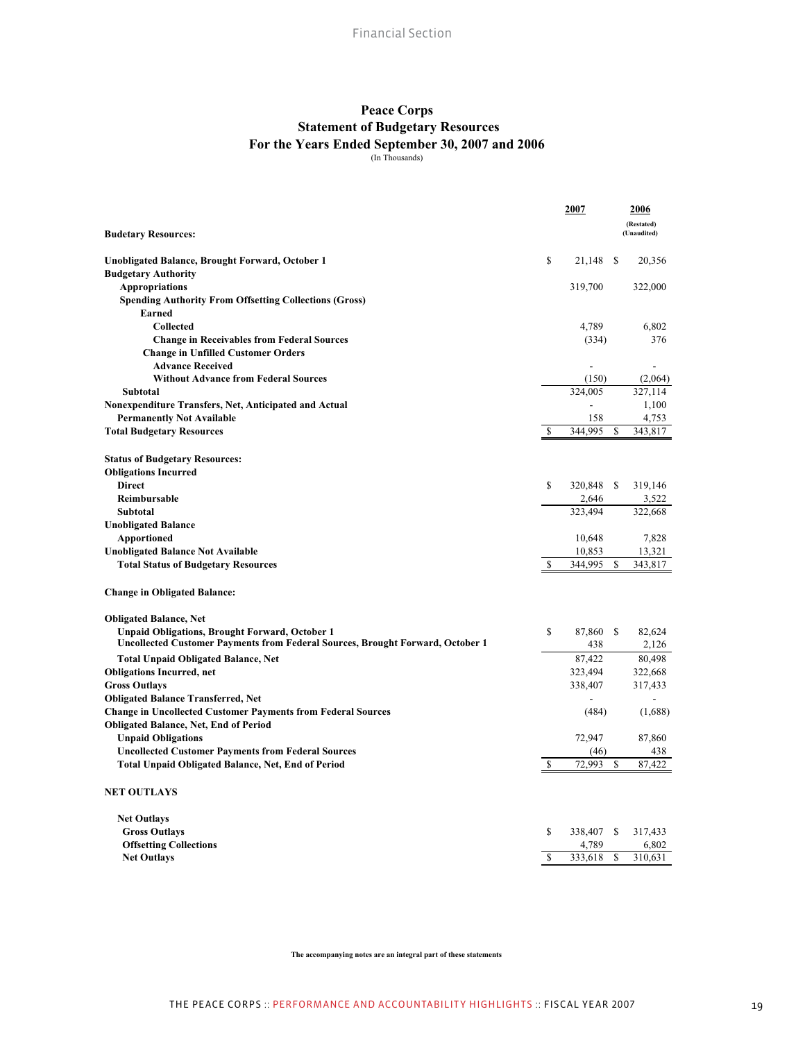# Peace Corps
## Statement of Budgetary Resources
## For the Years Ended September 30, 2007 and 2006
(In Thousands)

| | 2007 | 2006 (Restated) (Unaudited) |
|---|---|---|
| **Budetary Resources:** | | |
| **Unobligated Balance, Brought Forward, October 1** | $ 21,148 | $ 20,356 |
| **Budgetary Authority** | | |
| **Appropriations** | 319,700 | 322,000 |
| **Spending Authority From Offsetting Collections (Gross)** | | |
| **Earned** | | |
| **Collected** | 4,789 | 6,802 |
| **Change in Receivables from Federal Sources** | (334) | 376 |
| **Change in Unfilled Customer Orders** | | |
| **Advance Received** | - | - |
| **Without Advance from Federal Sources** | (150) | (2,064) |
| **Subtotal** | 324,005 | 327,114 |
| **Nonexpenditure Transfers, Net, Anticipated and Actual** | - | 1,100 |
| **Permanently Not Available** | 158 | 4,753 |
| **Total Budgetary Resources** | $ 344,995 | $ 343,817 |
| **Status of Budgetary Resources:** | | |
| **Obligations Incurred** | | |
| **Direct** | $ 320,848 | $ 319,146 |
| **Reimbursable** | 2,646 | 3,522 |
| **Subtotal** | 323,494 | 322,668 |
| **Unobligated Balance** | | |
| **Apportioned** | 10,648 | 7,828 |
| **Unobligated Balance Not Available** | 10,853 | 13,321 |
| **Total Status of Budgetary Resources** | $ 344,995 | $ 343,817 |
| **Change in Obligated Balance:** | | |
| **Obligated Balance, Net** | | |
| **Unpaid Obligations, Brought Forward, October 1** | $ 87,860 | $ 82,624 |
| **Uncollected Customer Payments from Federal Sources, Brought Forward, October 1** | 438 | 2,126 |
| **Total Unpaid Obligated Balance, Net** | 87,422 | 80,498 |
| **Obligations Incurred, net** | 323,494 | 322,668 |
| **Gross Outlays** | 338,407 | 317,433 |
| **Obligated Balance Transferred, Net** | - | - |
| **Change in Uncollected Customer Payments from Federal Sources** | (484) | (1,688) |
| **Obligated Balance, Net, End of Period** | | |
| **Unpaid Obligations** | 72,947 | 87,860 |
| **Uncollected Customer Payments from Federal Sources** | (46) | 438 |
| **Total Unpaid Obligated Balance, Net, End of Period** | $ 72,993 | $ 87,422 |
| **NET OUTLAYS** | | |
| **Net Outlays** | | |
| **Gross Outlays** | $ 338,407 | $ 317,433 |
| **Offsetting Collections** | 4,789 | 6,802 |
| **Net Outlays** | $ 333,618 | $ 310,631 |

**The accompanying notes are an integral part of these statements**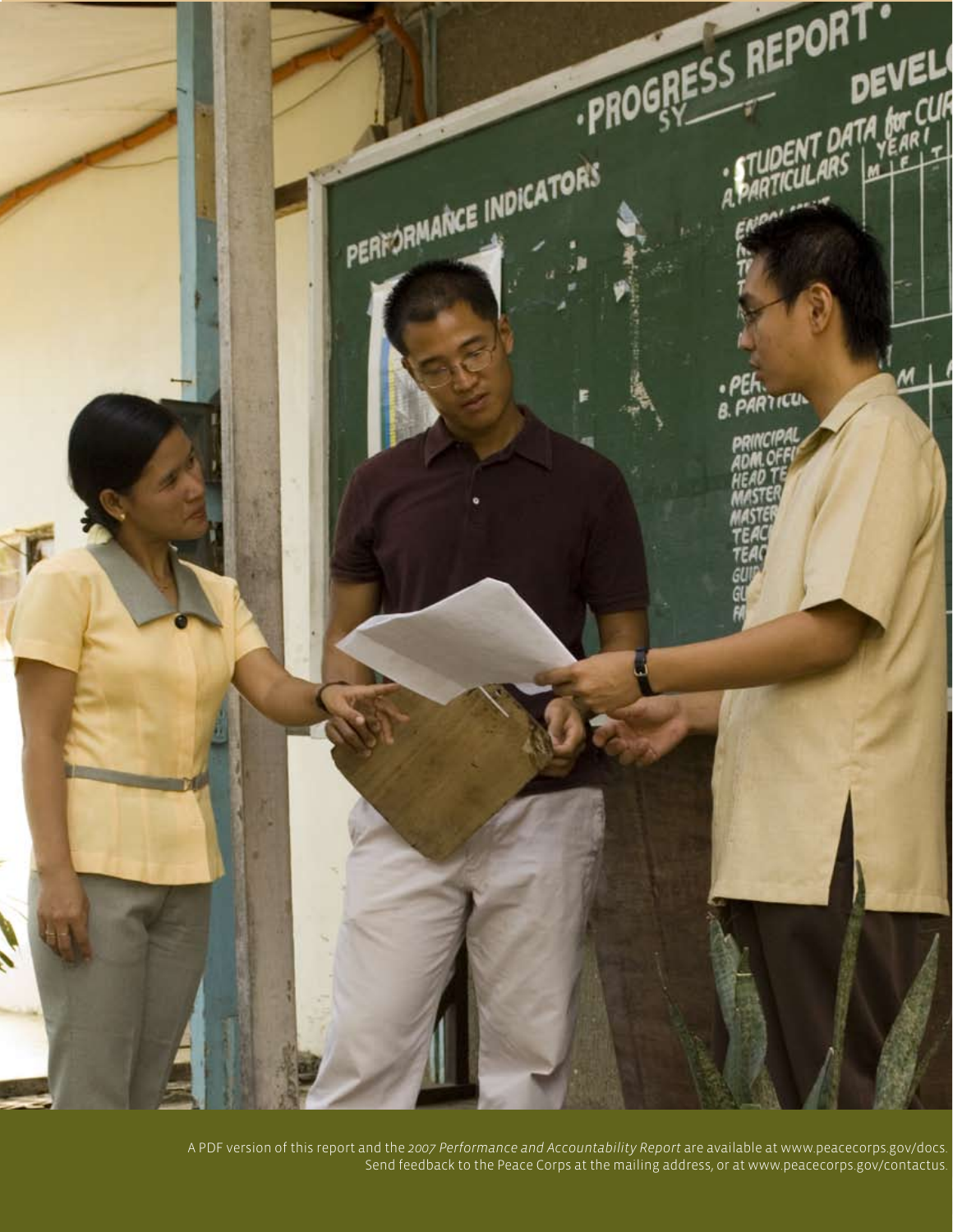A PDF version of this report and the *2007 Performance and Accountability Report* are available at www.peacecorps.gov/docs. Send feedback to the Peace Corps at the mailing address, or at www.peacecorps.gov/contactus.